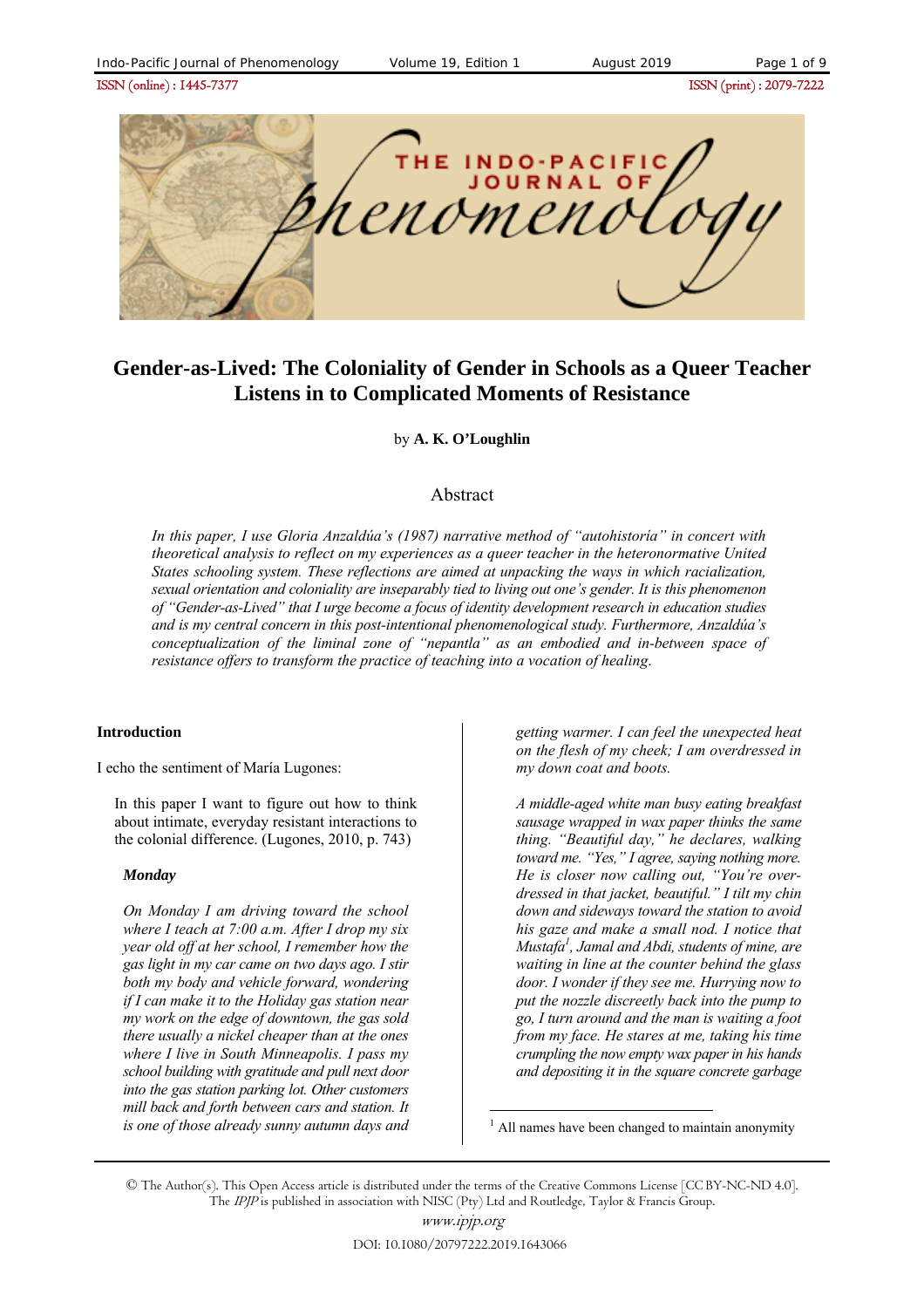# Gender-as-Lived: The Coloniality of Gender in Schools as a Queer Teacher Listens in to Complicated Moments of Resistance

by **A. K. O'Loughlin**

## Abstract

*In this paper, I use Gloria Anzaldúa's (1987) narrative method of "autohistoría" in concert with theoretical analysis to reflect on my experiences as a queer teacher in the heteronormative United States schooling system. These reflections are aimed at unpacking the ways in which racialization, sexual orientation and coloniality are inseparably tied to living out one's gender. It is this phenomenon of "Gender-as-Lived" that I urge become a focus of identity development research in education studies and is my central concern in this post-intentional phenomenological study. Furthermore, Anzaldúa's conceptualization of the liminal zone of "nepantla" as an embodied and in-between space of resistance offers to transform the practice of teaching into a vocation of healing.*

### Introduction

I echo the sentiment of María Lugones:

> In this paper I want to figure out how to think about intimate, everyday resistant interactions to the colonial difference. (Lugones, 2010, p. 743)

***Monday***

*On Monday I am driving toward the school where I teach at 7:00 a.m. After I drop my six year old off at her school, I remember how the gas light in my car came on two days ago. I stir both my body and vehicle forward, wondering if I can make it to the Holiday gas station near my work on the edge of downtown, the gas sold there usually a nickel cheaper than at the ones where I live in South Minneapolis. I pass my school building with gratitude and pull next door into the gas station parking lot. Other customers mill back and forth between cars and station. It is one of those already sunny autumn days and getting warmer. I can feel the unexpected heat on the flesh of my cheek; I am overdressed in my down coat and boots.*

*A middle-aged white man busy eating breakfast sausage wrapped in wax paper thinks the same thing. "Beautiful day," he declares, walking toward me. "Yes," I agree, saying nothing more. He is closer now calling out, "You're over-dressed in that jacket, beautiful." I tilt my chin down and sideways toward the station to avoid his gaze and make a small nod. I notice that Mustafa[1], Jamal and Abdi, students of mine, are waiting in line at the counter behind the glass door. I wonder if they see me. Hurrying now to put the nozzle discreetly back into the pump to go, I turn around and the man is waiting a foot from my face. He stares at me, taking his time crumpling the now empty wax paper in his hands and depositing it in the square concrete garbage*

[1] All names have been changed to maintain anonymity

© The Author(s). This Open Access article is distributed under the terms of the Creative Commons License [CC BY-NC-ND 4.0]. The *IPJP* is published in association with NISC (Pty) Ltd and Routledge, Taylor & Francis Group.

DOI: 10.1080/20797222.2019.1643066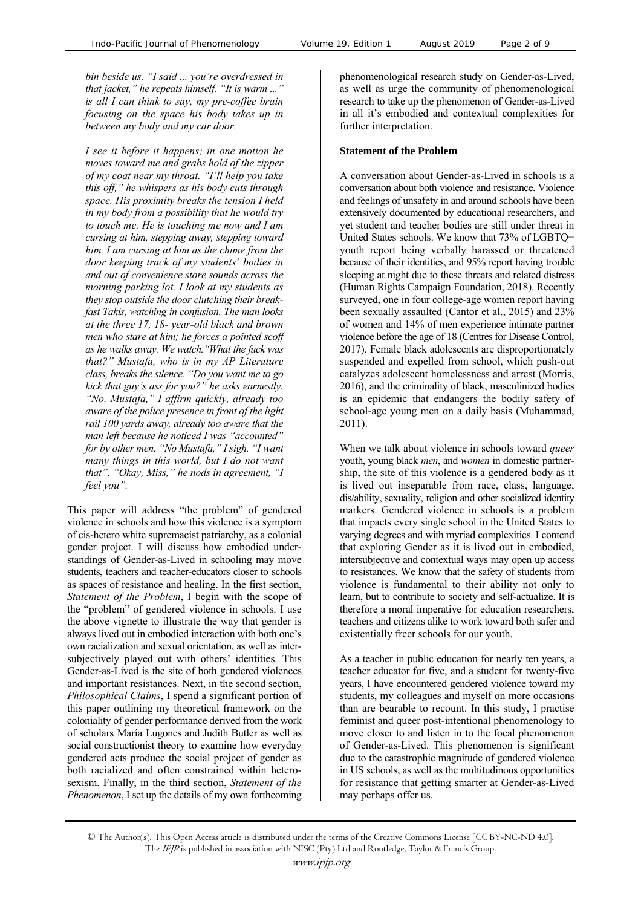*bin beside us. "I said ... you're overdressed in that jacket," he repeats himself. "It is warm ..." is all I can think to say, my pre-coffee brain focusing on the space his body takes up in between my body and my car door.*

*I see it before it happens; in one motion he moves toward me and grabs hold of the zipper of my coat near my throat. "I'll help you take this off," he whispers as his body cuts through space. His proximity breaks the tension I held in my body from a possibility that he would try to touch me. He is touching me now and I am cursing at him, stepping away, stepping toward him. I am cursing at him as the chime from the door keeping track of my students' bodies in and out of convenience store sounds across the morning parking lot. I look at my students as they stop outside the door clutching their breakfast Takis, watching in confusion. The man looks at the three 17, 18- year-old black and brown men who stare at him; he forces a pointed scoff as he walks away. We watch."What the fuck was that?" Mustafa, who is in my AP Literature class, breaks the silence. "Do you want me to go kick that guy's ass for you?" he asks earnestly. "No, Mustafa," I affirm quickly, already too aware of the police presence in front of the light rail 100 yards away, already too aware that the man left because he noticed I was "accounted" for by other men. "No Mustafa," I sigh. "I want many things in this world, but I do not want that". "Okay, Miss," he nods in agreement, "I feel you".*

This paper will address "the problem" of gendered violence in schools and how this violence is a symptom of cis-hetero white supremacist patriarchy, as a colonial gender project. I will discuss how embodied understandings of Gender-as-Lived in schooling may move students, teachers and teacher-educators closer to schools as spaces of resistance and healing. In the first section, *Statement of the Problem*, I begin with the scope of the "problem" of gendered violence in schools. I use the above vignette to illustrate the way that gender is always lived out in embodied interaction with both one's own racialization and sexual orientation, as well as intersubjectively played out with others' identities. This Gender-as-Lived is the site of both gendered violences and important resistances. Next, in the second section, *Philosophical Claims*, I spend a significant portion of this paper outlining my theoretical framework on the coloniality of gender performance derived from the work of scholars María Lugones and Judith Butler as well as social constructionist theory to examine how everyday gendered acts produce the social project of gender as both racialized and often constrained within heterosexism. Finally, in the third section, *Statement of the Phenomenon*, I set up the details of my own forthcoming phenomenological research study on Gender-as-Lived, as well as urge the community of phenomenological research to take up the phenomenon of Gender-as-Lived in all it's embodied and contextual complexities for further interpretation.

## Statement of the Problem

A conversation about Gender-as-Lived in schools is a conversation about both violence and resistance. Violence and feelings of unsafety in and around schools have been extensively documented by educational researchers, and yet student and teacher bodies are still under threat in United States schools. We know that 73% of LGBTQ+ youth report being verbally harassed or threatened because of their identities, and 95% report having trouble sleeping at night due to these threats and related distress (Human Rights Campaign Foundation, 2018). Recently surveyed, one in four college-age women report having been sexually assaulted (Cantor et al., 2015) and 23% of women and 14% of men experience intimate partner violence before the age of 18 (Centres for Disease Control, 2017). Female black adolescents are disproportionately suspended and expelled from school, which push-out catalyzes adolescent homelessness and arrest (Morris, 2016), and the criminality of black, masculinized bodies is an epidemic that endangers the bodily safety of school-age young men on a daily basis (Muhammad, 2011).

When we talk about violence in schools toward *queer* youth, young black *men*, and *women* in domestic partnership, the site of this violence is a gendered body as it is lived out inseparable from race, class, language, dis/ability, sexuality, religion and other socialized identity markers. Gendered violence in schools is a problem that impacts every single school in the United States to varying degrees and with myriad complexities. I contend that exploring Gender as it is lived out in embodied, intersubjective and contextual ways may open up access to resistances. We know that the safety of students from violence is fundamental to their ability not only to learn, but to contribute to society and self-actualize. It is therefore a moral imperative for education researchers, teachers and citizens alike to work toward both safer and existentially freer schools for our youth.

As a teacher in public education for nearly ten years, a teacher educator for five, and a student for twenty-five years, I have encountered gendered violence toward my students, my colleagues and myself on more occasions than are bearable to recount. In this study, I practise feminist and queer post-intentional phenomenology to move closer to and listen in to the focal phenomenon of Gender-as-Lived. This phenomenon is significant due to the catastrophic magnitude of gendered violence in US schools, as well as the multitudinous opportunities for resistance that getting smarter at Gender-as-Lived may perhaps offer us.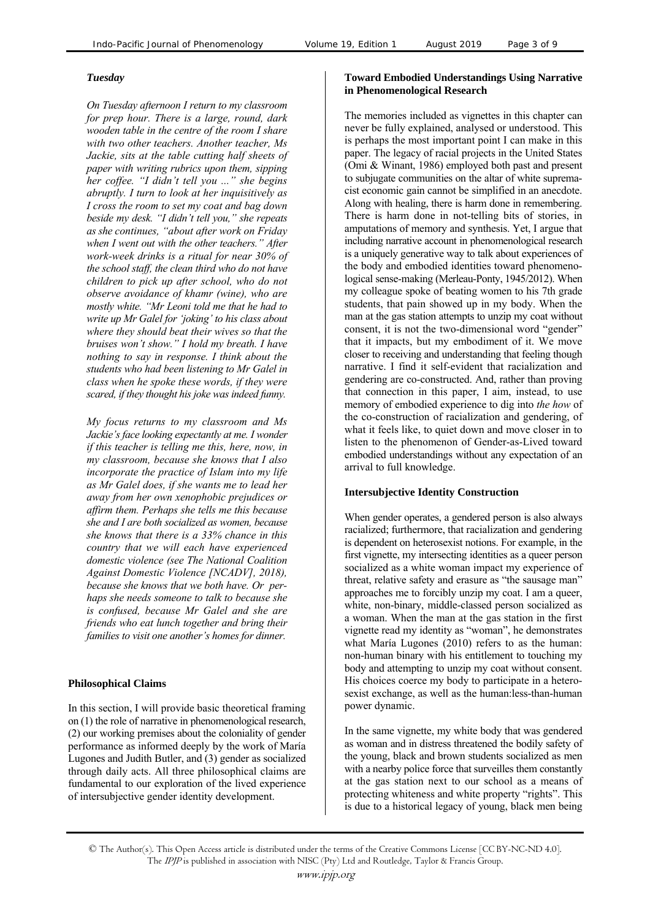### *Tuesday*

*On Tuesday afternoon I return to my classroom for prep hour. There is a large, round, dark wooden table in the centre of the room I share with two other teachers. Another teacher, Ms Jackie, sits at the table cutting half sheets of paper with writing rubrics upon them, sipping her coffee. "I didn't tell you ..." she begins abruptly. I turn to look at her inquisitively as I cross the room to set my coat and bag down beside my desk. "I didn't tell you," she repeats as she continues, "about after work on Friday when I went out with the other teachers." After work-week drinks is a ritual for near 30% of the school staff, the clean third who do not have children to pick up after school, who do not observe avoidance of khamr (wine), who are mostly white. "Mr Leoni told me that he had to write up Mr Galel for 'joking' to his class about where they should beat their wives so that the bruises won't show." I hold my breath. I have nothing to say in response. I think about the students who had been listening to Mr Galel in class when he spoke these words, if they were scared, if they thought his joke was indeed funny.*

*My focus returns to my classroom and Ms Jackie's face looking expectantly at me. I wonder if this teacher is telling me this, here, now, in my classroom, because she knows that I also incorporate the practice of Islam into my life as Mr Galel does, if she wants me to lead her away from her own xenophobic prejudices or affirm them. Perhaps she tells me this because she and I are both socialized as women, because she knows that there is a 33% chance in this country that we will each have experienced domestic violence (see The National Coalition Against Domestic Violence [NCADV], 2018), because she knows that we both have. Or perhaps she needs someone to talk to because she is confused, because Mr Galel and she are friends who eat lunch together and bring their families to visit one another's homes for dinner.*

## Philosophical Claims

In this section, I will provide basic theoretical framing on (1) the role of narrative in phenomenological research, (2) our working premises about the coloniality of gender performance as informed deeply by the work of María Lugones and Judith Butler, and (3) gender as socialized through daily acts. All three philosophical claims are fundamental to our exploration of the lived experience of intersubjective gender identity development.

### Toward Embodied Understandings Using Narrative in Phenomenological Research

The memories included as vignettes in this chapter can never be fully explained, analysed or understood. This is perhaps the most important point I can make in this paper. The legacy of racial projects in the United States (Omi & Winant, 1986) employed both past and present to subjugate communities on the altar of white supremacist economic gain cannot be simplified in an anecdote. Along with healing, there is harm done in remembering. There is harm done in not-telling bits of stories, in amputations of memory and synthesis. Yet, I argue that including narrative account in phenomenological research is a uniquely generative way to talk about experiences of the body and embodied identities toward phenomenological sense-making (Merleau-Ponty, 1945/2012). When my colleague spoke of beating women to his 7th grade students, that pain showed up in my body. When the man at the gas station attempts to unzip my coat without consent, it is not the two-dimensional word "gender" that it impacts, but my embodiment of it. We move closer to receiving and understanding that feeling though narrative. I find it self-evident that racialization and gendering are co-constructed. And, rather than proving that connection in this paper, I aim, instead, to use memory of embodied experience to dig into *the how* of the co-construction of racialization and gendering, of what it feels like, to quiet down and move closer in to listen to the phenomenon of Gender-as-Lived toward embodied understandings without any expectation of an arrival to full knowledge.

### Intersubjective Identity Construction

When gender operates, a gendered person is also always racialized; furthermore, that racialization and gendering is dependent on heterosexist notions. For example, in the first vignette, my intersecting identities as a queer person socialized as a white woman impact my experience of threat, relative safety and erasure as "the sausage man" approaches me to forcibly unzip my coat. I am a queer, white, non-binary, middle-classed person socialized as a woman. When the man at the gas station in the first vignette read my identity as "woman", he demonstrates what María Lugones (2010) refers to as the human: non-human binary with his entitlement to touching my body and attempting to unzip my coat without consent. His choices coerce my body to participate in a heterosexist exchange, as well as the human:less-than-human power dynamic.

In the same vignette, my white body that was gendered as woman and in distress threatened the bodily safety of the young, black and brown students socialized as men with a nearby police force that surveilles them constantly at the gas station next to our school as a means of protecting whiteness and white property "rights". This is due to a historical legacy of young, black men being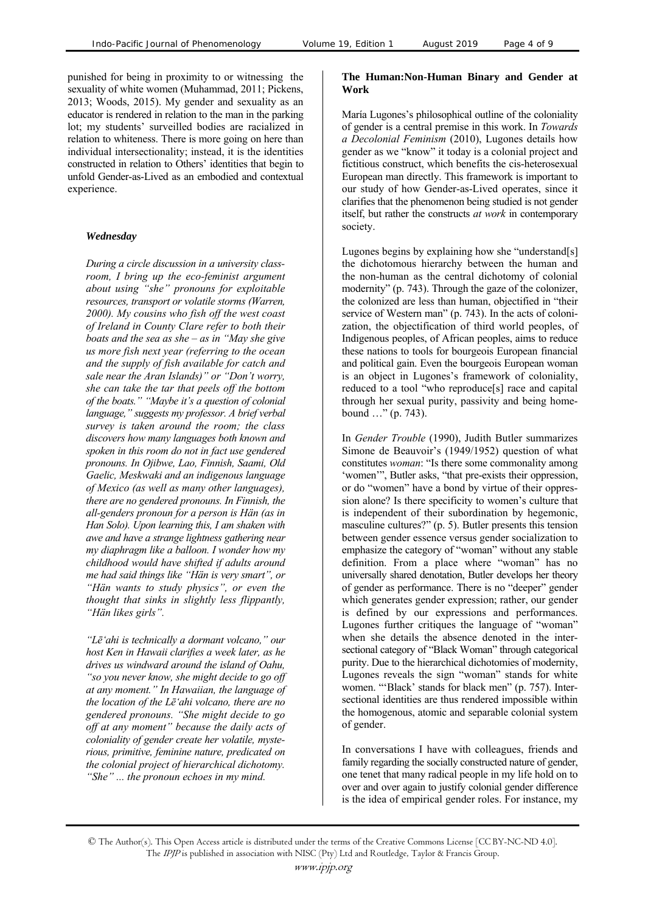punished for being in proximity to or witnessing the sexuality of white women (Muhammad, 2011; Pickens, 2013; Woods, 2015). My gender and sexuality as an educator is rendered in relation to the man in the parking lot; my students' surveilled bodies are racialized in relation to whiteness. There is more going on here than individual intersectionality; instead, it is the identities constructed in relation to Others' identities that begin to unfold Gender-as-Lived as an embodied and contextual experience.

### *Wednesday*

*During a circle discussion in a university classroom, I bring up the eco-feminist argument about using "she" pronouns for exploitable resources, transport or volatile storms (Warren, 2000). My cousins who fish off the west coast of Ireland in County Clare refer to both their boats and the sea as she – as in "May she give us more fish next year (referring to the ocean and the supply of fish available for catch and sale near the Aran Islands)" or "Don't worry, she can take the tar that peels off the bottom of the boats." "Maybe it's a question of colonial language," suggests my professor. A brief verbal survey is taken around the room; the class discovers how many languages both known and spoken in this room do not in fact use gendered pronouns. In Ojibwe, Lao, Finnish, Saami, Old Gaelic, Meskwaki and an indigenous language of Mexico (as well as many other languages), there are no gendered pronouns. In Finnish, the all-genders pronoun for a person is Hän (as in Han Solo). Upon learning this, I am shaken with awe and have a strange lightness gathering near my diaphragm like a balloon. I wonder how my childhood would have shifted if adults around me had said things like "Hän is very smart", or "Hän wants to study physics", or even the thought that sinks in slightly less flippantly, "Hän likes girls".*

*"Lēʻahi is technically a dormant volcano," our host Ken in Hawaii clarifies a week later, as he drives us windward around the island of Oahu, "so you never know, she might decide to go off at any moment." In Hawaiian, the language of the location of the Lēʻahi volcano, there are no gendered pronouns. "She might decide to go off at any moment" because the daily acts of coloniality of gender create her volatile, mysterious, primitive, feminine nature, predicated on the colonial project of hierarchical dichotomy. "She" ... the pronoun echoes in my mind.*

## The Human:Non-Human Binary and Gender at Work

María Lugones's philosophical outline of the coloniality of gender is a central premise in this work. In *Towards a Decolonial Feminism* (2010), Lugones details how gender as we "know" it today is a colonial project and fictitious construct, which benefits the cis-heterosexual European man directly. This framework is important to our study of how Gender-as-Lived operates, since it clarifies that the phenomenon being studied is not gender itself, but rather the constructs *at work* in contemporary society.

Lugones begins by explaining how she "understand[s] the dichotomous hierarchy between the human and the non-human as the central dichotomy of colonial modernity" (p. 743). Through the gaze of the colonizer, the colonized are less than human, objectified in "their service of Western man" (p. 743). In the acts of colonization, the objectification of third world peoples, of Indigenous peoples, of African peoples, aims to reduce these nations to tools for bourgeois European financial and political gain. Even the bourgeois European woman is an object in Lugones's framework of coloniality, reduced to a tool "who reproduce[s] race and capital through her sexual purity, passivity and being home-bound …" (p. 743).

In *Gender Trouble* (1990), Judith Butler summarizes Simone de Beauvoir's (1949/1952) question of what constitutes *woman*: "Is there some commonality among 'women'", Butler asks, "that pre-exists their oppression, or do "women" have a bond by virtue of their oppression alone? Is there specificity to women's culture that is independent of their subordination by hegemonic, masculine cultures?" (p. 5). Butler presents this tension between gender essence versus gender socialization to emphasize the category of "woman" without any stable definition. From a place where "woman" has no universally shared denotation, Butler develops her theory of gender as performance. There is no "deeper" gender which generates gender expression; rather, our gender is defined by our expressions and performances. Lugones further critiques the language of "woman" when she details the absence denoted in the intersectional category of "Black Woman" through categorical purity. Due to the hierarchical dichotomies of modernity, Lugones reveals the sign "woman" stands for white women. "'Black' stands for black men" (p. 757). Intersectional identities are thus rendered impossible within the homogenous, atomic and separable colonial system of gender.

In conversations I have with colleagues, friends and family regarding the socially constructed nature of gender, one tenet that many radical people in my life hold on to over and over again to justify colonial gender difference is the idea of empirical gender roles. For instance, my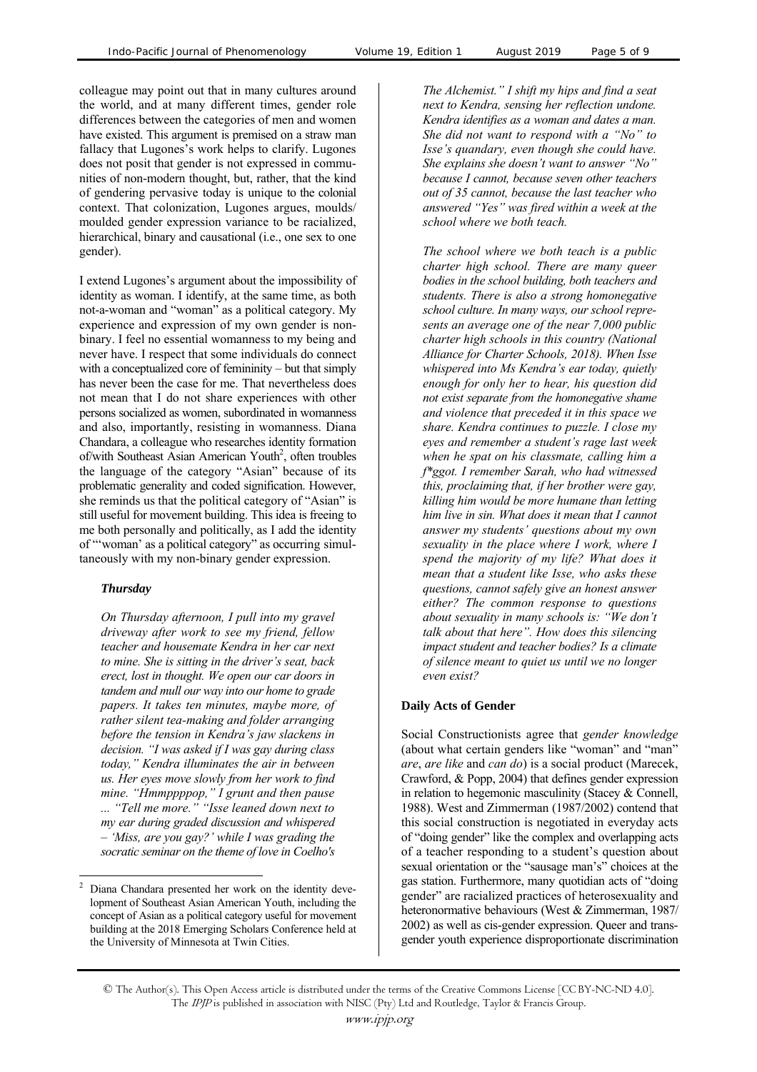colleague may point out that in many cultures around the world, and at many different times, gender role differences between the categories of men and women have existed. This argument is premised on a straw man fallacy that Lugones's work helps to clarify. Lugones does not posit that gender is not expressed in communities of non-modern thought, but, rather, that the kind of gendering pervasive today is unique to the colonial context. That colonization, Lugones argues, moulds/ moulded gender expression variance to be racialized, hierarchical, binary and causational (i.e., one sex to one gender).

I extend Lugones's argument about the impossibility of identity as woman. I identify, at the same time, as both not-a-woman and "woman" as a political category. My experience and expression of my own gender is non-binary. I feel no essential womanness to my being and never have. I respect that some individuals do connect with a conceptualized core of femininity – but that simply has never been the case for me. That nevertheless does not mean that I do not share experiences with other persons socialized as women, subordinated in womanness and also, importantly, resisting in womanness. Diana Chandara, a colleague who researches identity formation of/with Southeast Asian American Youth[2], often troubles the language of the category "Asian" because of its problematic generality and coded signification. However, she reminds us that the political category of "Asian" is still useful for movement building. This idea is freeing to me both personally and politically, as I add the identity of "'woman' as a political category" as occurring simultaneously with my non-binary gender expression.

***Thursday***

*On Thursday afternoon, I pull into my gravel driveway after work to see my friend, fellow teacher and housemate Kendra in her car next to mine. She is sitting in the driver's seat, back erect, lost in thought. We open our car doors in tandem and mull our way into our home to grade papers. It takes ten minutes, maybe more, of rather silent tea-making and folder arranging before the tension in Kendra's jaw slackens in decision. "I was asked if I was gay during class today," Kendra illuminates the air in between us. Her eyes move slowly from her work to find mine. "Hmmppppop," I grunt and then pause ... "Tell me more." "Isse leaned down next to my ear during graded discussion and whispered – 'Miss, are you gay?' while I was grading the socratic seminar on the theme of love in Coelho's The Alchemist." I shift my hips and find a seat next to Kendra, sensing her reflection undone. Kendra identifies as a woman and dates a man. She did not want to respond with a "No" to Isse's quandary, even though she could have. She explains she doesn't want to answer "No" because I cannot, because seven other teachers out of 35 cannot, because the last teacher who answered "Yes" was fired within a week at the school where we both teach.*

*The school where we both teach is a public charter high school. There are many queer bodies in the school building, both teachers and students. There is also a strong homonegative school culture. In many ways, our school represents an average one of the near 7,000 public charter high schools in this country (National Alliance for Charter Schools, 2018). When Isse whispered into Ms Kendra's ear today, quietly enough for only her to hear, his question did not exist separate from the homonegative shame and violence that preceded it in this space we share. Kendra continues to puzzle. I close my eyes and remember a student's rage last week when he spat on his classmate, calling him a f\*ggot. I remember Sarah, who had witnessed this, proclaiming that, if her brother were gay, killing him would be more humane than letting him live in sin. What does it mean that I cannot answer my students' questions about my own sexuality in the place where I work, where I spend the majority of my life? What does it mean that a student like Isse, who asks these questions, cannot safely give an honest answer either? The common response to questions about sexuality in many schools is: "We don't talk about that here". How does this silencing impact student and teacher bodies? Is a climate of silence meant to quiet us until we no longer even exist?*

**Daily Acts of Gender**

Social Constructionists agree that *gender knowledge* (about what certain genders like "woman" and "man" *are*, *are like* and *can do*) is a social product (Marecek, Crawford, & Popp, 2004) that defines gender expression in relation to hegemonic masculinity (Stacey & Connell, 1988). West and Zimmerman (1987/2002) contend that this social construction is negotiated in everyday acts of "doing gender" like the complex and overlapping acts of a teacher responding to a student's question about sexual orientation or the "sausage man's" choices at the gas station. Furthermore, many quotidian acts of "doing gender" are racialized practices of heterosexuality and heteronormative behaviours (West & Zimmerman, 1987/ 2002) as well as cis-gender expression. Queer and transgender youth experience disproportionate discrimination

---

[2] Diana Chandara presented her work on the identity development of Southeast Asian American Youth, including the concept of Asian as a political category useful for movement building at the 2018 Emerging Scholars Conference held at the University of Minnesota at Twin Cities.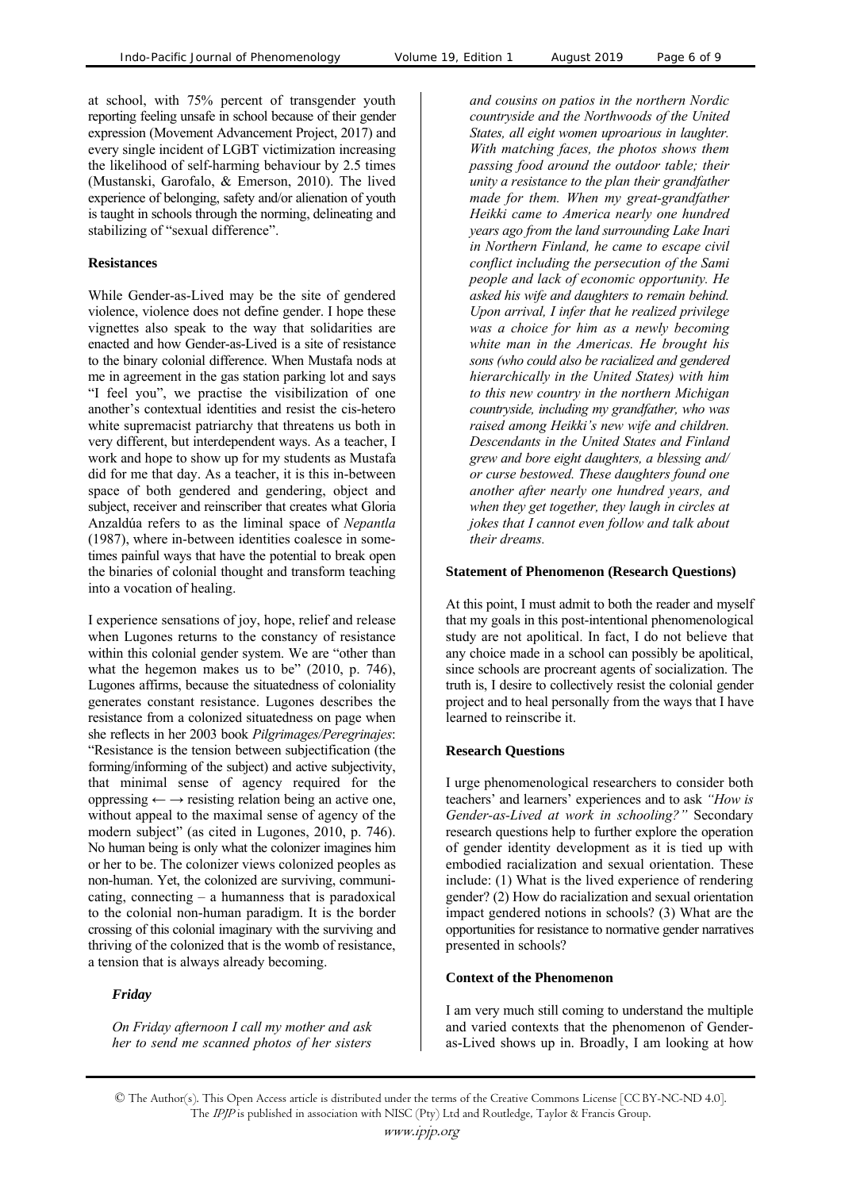at school, with 75% percent of transgender youth reporting feeling unsafe in school because of their gender expression (Movement Advancement Project, 2017) and every single incident of LGBT victimization increasing the likelihood of self-harming behaviour by 2.5 times (Mustanski, Garofalo, & Emerson, 2010). The lived experience of belonging, safety and/or alienation of youth is taught in schools through the norming, delineating and stabilizing of "sexual difference".

**Resistances**

While Gender-as-Lived may be the site of gendered violence, violence does not define gender. I hope these vignettes also speak to the way that solidarities are enacted and how Gender-as-Lived is a site of resistance to the binary colonial difference. When Mustafa nods at me in agreement in the gas station parking lot and says "I feel you", we practise the visibilization of one another's contextual identities and resist the cis-hetero white supremacist patriarchy that threatens us both in very different, but interdependent ways. As a teacher, I work and hope to show up for my students as Mustafa did for me that day. As a teacher, it is this in-between space of both gendered and gendering, object and subject, receiver and reinscriber that creates what Gloria Anzaldúa refers to as the liminal space of *Nepantla* (1987), where in-between identities coalesce in sometimes painful ways that have the potential to break open the binaries of colonial thought and transform teaching into a vocation of healing.

I experience sensations of joy, hope, relief and release when Lugones returns to the constancy of resistance within this colonial gender system. We are "other than what the hegemon makes us to be" (2010, p. 746), Lugones affirms, because the situatedness of coloniality generates constant resistance. Lugones describes the resistance from a colonized situatedness on page when she reflects in her 2003 book *Pilgrimages/Peregrinajes*: "Resistance is the tension between subjectification (the forming/informing of the subject) and active subjectivity, that minimal sense of agency required for the oppressing ← → resisting relation being an active one, without appeal to the maximal sense of agency of the modern subject" (as cited in Lugones, 2010, p. 746). No human being is only what the colonizer imagines him or her to be. The colonizer views colonized peoples as non-human. Yet, the colonized are surviving, communicating, connecting – a humanness that is paradoxical to the colonial non-human paradigm. It is the border crossing of this colonial imaginary with the surviving and thriving of the colonized that is the womb of resistance, a tension that is always already becoming.

***Friday***

*On Friday afternoon I call my mother and ask her to send me scanned photos of her sisters and cousins on patios in the northern Nordic countryside and the Northwoods of the United States, all eight women uproarious in laughter. With matching faces, the photos shows them passing food around the outdoor table; their unity a resistance to the plan their grandfather made for them. When my great-grandfather Heikki came to America nearly one hundred years ago from the land surrounding Lake Inari in Northern Finland, he came to escape civil conflict including the persecution of the Sami people and lack of economic opportunity. He asked his wife and daughters to remain behind. Upon arrival, I infer that he realized privilege was a choice for him as a newly becoming white man in the Americas. He brought his sons (who could also be racialized and gendered hierarchically in the United States) with him to this new country in the northern Michigan countryside, including my grandfather, who was raised among Heikki's new wife and children. Descendants in the United States and Finland grew and bore eight daughters, a blessing and/ or curse bestowed. These daughters found one another after nearly one hundred years, and when they get together, they laugh in circles at jokes that I cannot even follow and talk about their dreams.*

**Statement of Phenomenon (Research Questions)**

At this point, I must admit to both the reader and myself that my goals in this post-intentional phenomenological study are not apolitical. In fact, I do not believe that any choice made in a school can possibly be apolitical, since schools are procreant agents of socialization. The truth is, I desire to collectively resist the colonial gender project and to heal personally from the ways that I have learned to reinscribe it.

**Research Questions**

I urge phenomenological researchers to consider both teachers' and learners' experiences and to ask *"How is Gender-as-Lived at work in schooling?"* Secondary research questions help to further explore the operation of gender identity development as it is tied up with embodied racialization and sexual orientation. These include: (1) What is the lived experience of rendering gender? (2) How do racialization and sexual orientation impact gendered notions in schools? (3) What are the opportunities for resistance to normative gender narratives presented in schools?

**Context of the Phenomenon**

I am very much still coming to understand the multiple and varied contexts that the phenomenon of Gender-as-Lived shows up in. Broadly, I am looking at how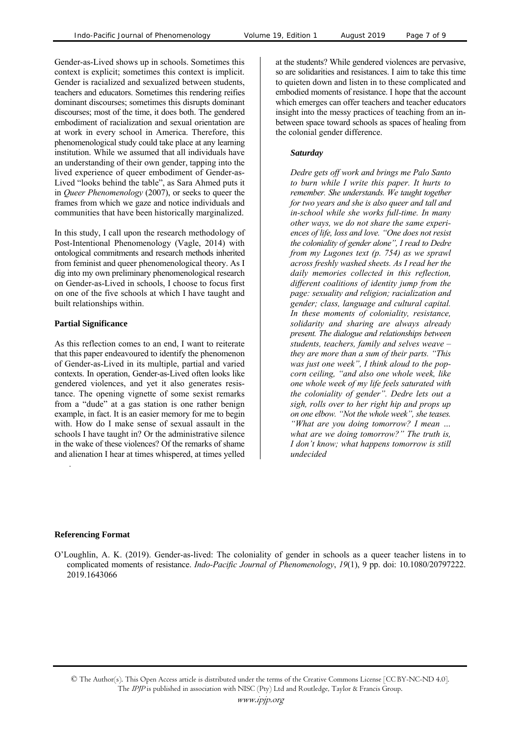Gender-as-Lived shows up in schools. Sometimes this context is explicit; sometimes this context is implicit. Gender is racialized and sexualized between students, teachers and educators. Sometimes this rendering reifies dominant discourses; sometimes this disrupts dominant discourses; most of the time, it does both. The gendered embodiment of racialization and sexual orientation are at work in every school in America. Therefore, this phenomenological study could take place at any learning institution. While we assumed that all individuals have an understanding of their own gender, tapping into the lived experience of queer embodiment of Gender-as-Lived "looks behind the table", as Sara Ahmed puts it in *Queer Phenomenology* (2007), or seeks to queer the frames from which we gaze and notice individuals and communities that have been historically marginalized.

In this study, I call upon the research methodology of Post-Intentional Phenomenology (Vagle, 2014) with ontological commitments and research methods inherited from feminist and queer phenomenological theory. As I dig into my own preliminary phenomenological research on Gender-as-Lived in schools, I choose to focus first on one of the five schools at which I have taught and built relationships within.

**Partial Significance**

As this reflection comes to an end, I want to reiterate that this paper endeavoured to identify the phenomenon of Gender-as-Lived in its multiple, partial and varied contexts. In operation, Gender-as-Lived often looks like gendered violences, and yet it also generates resistance. The opening vignette of some sexist remarks from a "dude" at a gas station is one rather benign example, in fact. It is an easier memory for me to begin with. How do I make sense of sexual assault in the schools I have taught in? Or the administrative silence in the wake of these violences? Of the remarks of shame and alienation I hear at times whispered, at times yelled at the students? While gendered violences are pervasive, so are solidarities and resistances. I aim to take this time to quieten down and listen in to these complicated and embodied moments of resistance. I hope that the account which emerges can offer teachers and teacher educators insight into the messy practices of teaching from an in-between space toward schools as spaces of healing from the colonial gender difference.

***Saturday***

*Dedre gets off work and brings me Palo Santo to burn while I write this paper. It hurts to remember. She understands. We taught together for two years and she is also queer and tall and in-school while she works full-time. In many other ways, we do not share the same experiences of life, loss and love. "One does not resist the coloniality of gender alone", I read to Dedre from my Lugones text (p. 754) as we sprawl across freshly washed sheets. As I read her the daily memories collected in this reflection, different coalitions of identity jump from the page: sexuality and religion; racialization and gender; class, language and cultural capital. In these moments of coloniality, resistance, solidarity and sharing are always already present. The dialogue and relationships between students, teachers, family and selves weave – they are more than a sum of their parts. "This was just one week", I think aloud to the popcorn ceiling, "and also one whole week, like one whole week of my life feels saturated with the coloniality of gender". Dedre lets out a sigh, rolls over to her right hip and props up on one elbow. "Not the whole week", she teases. "What are you doing tomorrow? I mean … what are we doing tomorrow?" The truth is, I don't know; what happens tomorrow is still undecided*

**Referencing Format**

O'Loughlin, A. K. (2019). Gender-as-lived: The coloniality of gender in schools as a queer teacher listens in to complicated moments of resistance. *Indo-Pacific Journal of Phenomenology*, *19*(1), 9 pp. doi: 10.1080/20797222.2019.1643066

© The Author(s). This Open Access article is distributed under the terms of the Creative Commons License [CC BY-NC-ND 4.0]. The *IPJP* is published in association with NISC (Pty) Ltd and Routledge, Taylor & Francis Group.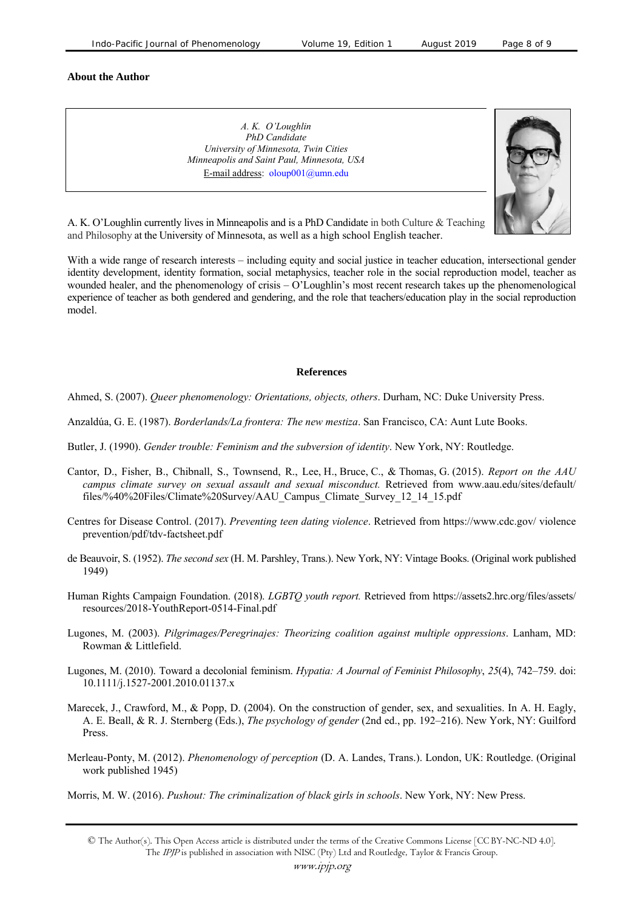**About the Author**

*A. K. O'Loughlin*
*PhD Candidate*
*University of Minnesota, Twin Cities*
*Minneapolis and Saint Paul, Minnesota, USA*
E-mail address: oloup001@umn.edu

A. K. O'Loughlin currently lives in Minneapolis and is a PhD Candidate in both Culture & Teaching and Philosophy at the University of Minnesota, as well as a high school English teacher.

With a wide range of research interests – including equity and social justice in teacher education, intersectional gender identity development, identity formation, social metaphysics, teacher role in the social reproduction model, teacher as wounded healer, and the phenomenology of crisis – O'Loughlin's most recent research takes up the phenomenological experience of teacher as both gendered and gendering, and the role that teachers/education play in the social reproduction model.

**References**

Ahmed, S. (2007). *Queer phenomenology: Orientations, objects, others*. Durham, NC: Duke University Press.

Anzaldúa, G. E. (1987). *Borderlands/La frontera: The new mestiza*. San Francisco, CA: Aunt Lute Books.

Butler, J. (1990). *Gender trouble: Feminism and the subversion of identity*. New York, NY: Routledge.

Cantor, D., Fisher, B., Chibnall, S., Townsend, R., Lee, H., Bruce, C., & Thomas, G. (2015). *Report on the AAU campus climate survey on sexual assault and sexual misconduct.* Retrieved from www.aau.edu/sites/default/files/%40%20Files/Climate%20Survey/AAU_Campus_Climate_Survey_12_14_15.pdf

Centres for Disease Control. (2017). *Preventing teen dating violence*. Retrieved from https://www.cdc.gov/ violence prevention/pdf/tdv-factsheet.pdf

de Beauvoir, S. (1952). *The second sex* (H. M. Parshley, Trans.). New York, NY: Vintage Books. (Original work published 1949)

Human Rights Campaign Foundation. (2018). *LGBTQ youth report.* Retrieved from https://assets2.hrc.org/files/assets/resources/2018-YouthReport-0514-Final.pdf

Lugones, M. (2003). *Pilgrimages/Peregrinajes: Theorizing coalition against multiple oppressions*. Lanham, MD: Rowman & Littlefield.

Lugones, M. (2010). Toward a decolonial feminism. *Hypatia: A Journal of Feminist Philosophy*, *25*(4), 742–759. doi: 10.1111/j.1527-2001.2010.01137.x

Marecek, J., Crawford, M., & Popp, D. (2004). On the construction of gender, sex, and sexualities. In A. H. Eagly, A. E. Beall, & R. J. Sternberg (Eds.), *The psychology of gender* (2nd ed., pp. 192–216). New York, NY: Guilford Press.

Merleau-Ponty, M. (2012). *Phenomenology of perception* (D. A. Landes, Trans.). London, UK: Routledge. (Original work published 1945)

Morris, M. W. (2016). *Pushout: The criminalization of black girls in schools*. New York, NY: New Press.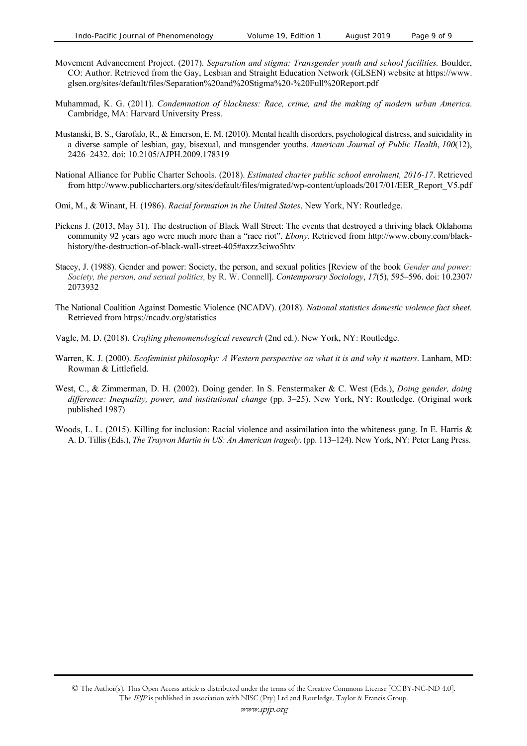Movement Advancement Project. (2017). *Separation and stigma: Transgender youth and school facilities.* Boulder, CO: Author. Retrieved from the Gay, Lesbian and Straight Education Network (GLSEN) website at https://www.glsen.org/sites/default/files/Separation%20and%20Stigma%20-%20Full%20Report.pdf

Muhammad, K. G. (2011). *Condemnation of blackness: Race, crime, and the making of modern urban America*. Cambridge, MA: Harvard University Press.

Mustanski, B. S., Garofalo, R., & Emerson, E. M. (2010). Mental health disorders, psychological distress, and suicidality in a diverse sample of lesbian, gay, bisexual, and transgender youths. *American Journal of Public Health*, *100*(12), 2426–2432. doi: 10.2105/AJPH.2009.178319

National Alliance for Public Charter Schools. (2018). *Estimated charter public school enrolment, 2016-17*. Retrieved from http://www.publiccharters.org/sites/default/files/migrated/wp-content/uploads/2017/01/EER_Report_V5.pdf

Omi, M., & Winant, H. (1986). *Racial formation in the United States*. New York, NY: Routledge.

Pickens J. (2013, May 31). The destruction of Black Wall Street: The events that destroyed a thriving black Oklahoma community 92 years ago were much more than a "race riot". *Ebony*. Retrieved from http://www.ebony.com/black-history/the-destruction-of-black-wall-street-405#axzz3ciwo5htv

Stacey, J. (1988). Gender and power: Society, the person, and sexual politics [Review of the book *Gender and power: Society, the person, and sexual politics,* by R. W. Connell]. *Contemporary Sociology*, *17*(5), 595–596. doi: 10.2307/2073932

The National Coalition Against Domestic Violence (NCADV). (2018). *National statistics domestic violence fact sheet*. Retrieved from https://ncadv.org/statistics

Vagle, M. D. (2018). *Crafting phenomenological research* (2nd ed.). New York, NY: Routledge.

Warren, K. J. (2000). *Ecofeminist philosophy: A Western perspective on what it is and why it matters*. Lanham, MD: Rowman & Littlefield.

West, C., & Zimmerman, D. H. (2002). Doing gender. In S. Fenstermaker & C. West (Eds.), *Doing gender, doing difference: Inequality, power, and institutional change* (pp. 3–25). New York, NY: Routledge. (Original work published 1987)

Woods, L. L. (2015). Killing for inclusion: Racial violence and assimilation into the whiteness gang. In E. Harris & A. D. Tillis (Eds.), *The Trayvon Martin in US: An American tragedy*. (pp. 113–124). New York, NY: Peter Lang Press.

© The Author(s). This Open Access article is distributed under the terms of the Creative Commons License [CC BY-NC-ND 4.0]. The *IPJP* is published in association with NISC (Pty) Ltd and Routledge, Taylor & Francis Group.